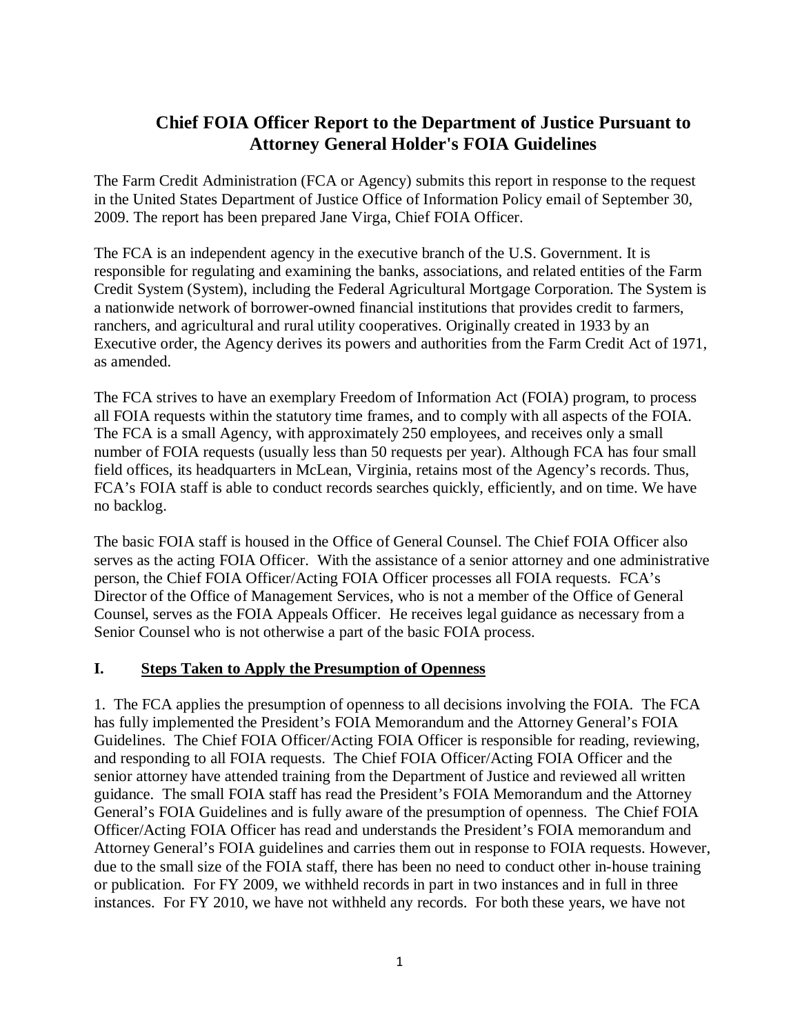# Chief FOIA Officer Report to the Department of Justice Pursuant to Attorney General Holder's FOIA Guidelines

The Farm Credit Administration (FCA or Agency) submits this report in response to the request in the United States Department of Justice Office of Information Policy email of September 30, 2009. The report has been prepared Jane Virga, Chief FOIA Officer.

The FCA is an independent agency in the executive branch of the U.S. Government. It is responsible for regulating and examining the banks, associations, and related entities of the Farm Credit System (System), including the Federal Agricultural Mortgage Corporation. The System is a nationwide network of borrower-owned financial institutions that provides credit to farmers, ranchers, and agricultural and rural utility cooperatives. Originally created in 1933 by an Executive order, the Agency derives its powers and authorities from the Farm Credit Act of 1971, as amended.

The FCA strives to have an exemplary Freedom of Information Act (FOIA) program, to process all FOIA requests within the statutory time frames, and to comply with all aspects of the FOIA. The FCA is a small Agency, with approximately 250 employees, and receives only a small number of FOIA requests (usually less than 50 requests per year). Although FCA has four small field offices, its headquarters in McLean, Virginia, retains most of the Agency's records. Thus, FCA's FOIA staff is able to conduct records searches quickly, efficiently, and on time. We have no backlog.

The basic FOIA staff is housed in the Office of General Counsel. The Chief FOIA Officer also serves as the acting FOIA Officer. With the assistance of a senior attorney and one administrative person, the Chief FOIA Officer/Acting FOIA Officer processes all FOIA requests. FCA's Director of the Office of Management Services, who is not a member of the Office of General Counsel, serves as the FOIA Appeals Officer. He receives legal guidance as necessary from a Senior Counsel who is not otherwise a part of the basic FOIA process.

## I. Steps Taken to Apply the Presumption of Openness

1. The FCA applies the presumption of openness to all decisions involving the FOIA. The FCA has fully implemented the President's FOIA Memorandum and the Attorney General's FOIA Guidelines. The Chief FOIA Officer/Acting FOIA Officer is responsible for reading, reviewing, and responding to all FOIA requests. The Chief FOIA Officer/Acting FOIA Officer and the senior attorney have attended training from the Department of Justice and reviewed all written guidance. The small FOIA staff has read the President's FOIA Memorandum and the Attorney General's FOIA Guidelines and is fully aware of the presumption of openness. The Chief FOIA Officer/Acting FOIA Officer has read and understands the President's FOIA memorandum and Attorney General's FOIA guidelines and carries them out in response to FOIA requests. However, due to the small size of the FOIA staff, there has been no need to conduct other in-house training or publication. For FY 2009, we withheld records in part in two instances and in full in three instances. For FY 2010, we have not withheld any records. For both these years, we have not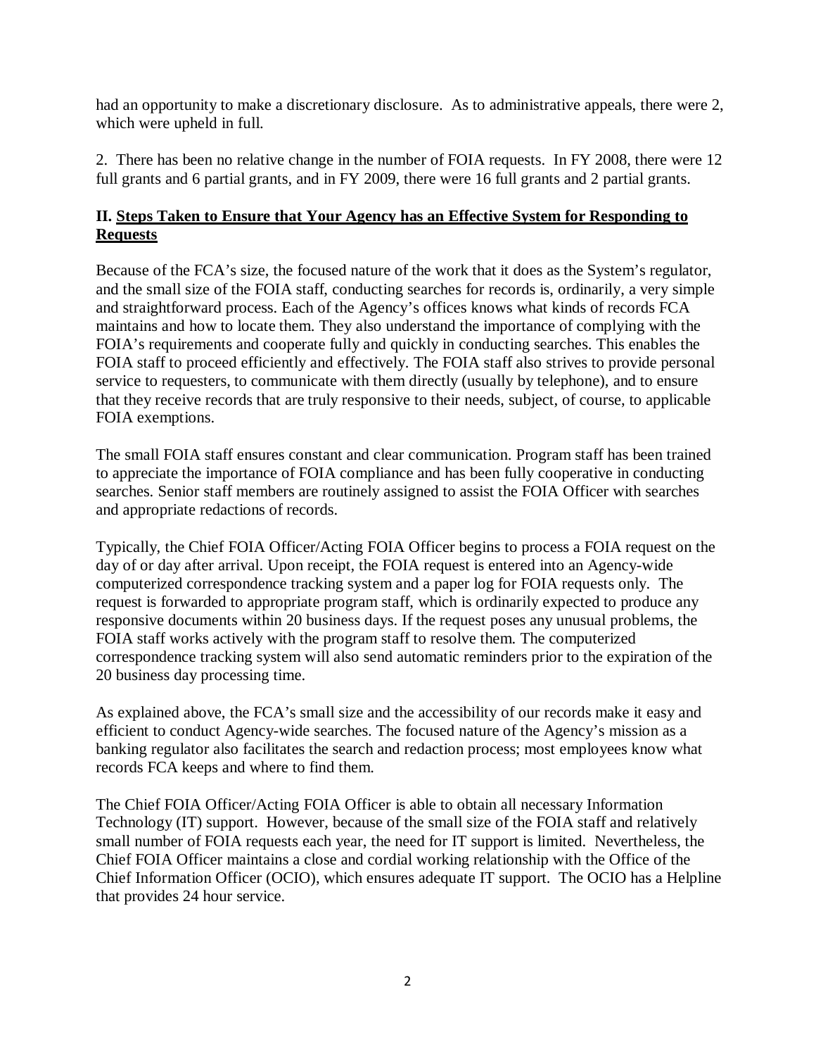had an opportunity to make a discretionary disclosure. As to administrative appeals, there were 2, which were upheld in full.

2. There has been no relative change in the number of FOIA requests. In FY 2008, there were 12 full grants and 6 partial grants, and in FY 2009, there were 16 full grants and 2 partial grants.

## II. Steps Taken to Ensure that Your Agency has an Effective System for Responding to Requests

Because of the FCA's size, the focused nature of the work that it does as the System's regulator, and the small size of the FOIA staff, conducting searches for records is, ordinarily, a very simple and straightforward process. Each of the Agency's offices knows what kinds of records FCA maintains and how to locate them. They also understand the importance of complying with the FOIA's requirements and cooperate fully and quickly in conducting searches. This enables the FOIA staff to proceed efficiently and effectively. The FOIA staff also strives to provide personal service to requesters, to communicate with them directly (usually by telephone), and to ensure that they receive records that are truly responsive to their needs, subject, of course, to applicable FOIA exemptions.

The small FOIA staff ensures constant and clear communication. Program staff has been trained to appreciate the importance of FOIA compliance and has been fully cooperative in conducting searches. Senior staff members are routinely assigned to assist the FOIA Officer with searches and appropriate redactions of records.

Typically, the Chief FOIA Officer/Acting FOIA Officer begins to process a FOIA request on the day of or day after arrival. Upon receipt, the FOIA request is entered into an Agency-wide computerized correspondence tracking system and a paper log for FOIA requests only. The request is forwarded to appropriate program staff, which is ordinarily expected to produce any responsive documents within 20 business days. If the request poses any unusual problems, the FOIA staff works actively with the program staff to resolve them. The computerized correspondence tracking system will also send automatic reminders prior to the expiration of the 20 business day processing time.

As explained above, the FCA's small size and the accessibility of our records make it easy and efficient to conduct Agency-wide searches. The focused nature of the Agency's mission as a banking regulator also facilitates the search and redaction process; most employees know what records FCA keeps and where to find them.

The Chief FOIA Officer/Acting FOIA Officer is able to obtain all necessary Information Technology (IT) support. However, because of the small size of the FOIA staff and relatively small number of FOIA requests each year, the need for IT support is limited. Nevertheless, the Chief FOIA Officer maintains a close and cordial working relationship with the Office of the Chief Information Officer (OCIO), which ensures adequate IT support. The OCIO has a Helpline that provides 24 hour service.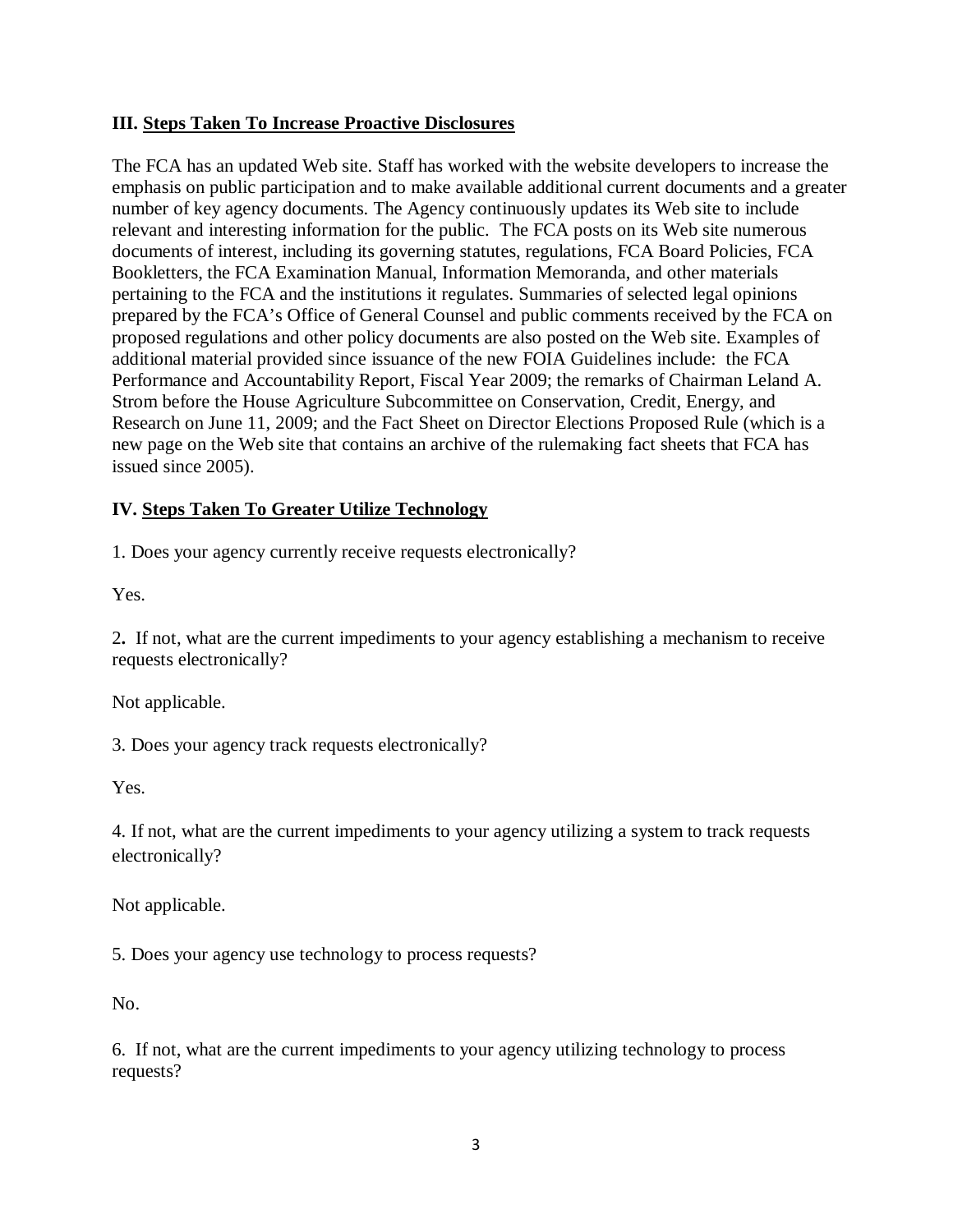### III. Steps Taken To Increase Proactive Disclosures

The FCA has an updated Web site. Staff has worked with the website developers to increase the emphasis on public participation and to make available additional current documents and a greater number of key agency documents. The Agency continuously updates its Web site to include relevant and interesting information for the public. The FCA posts on its Web site numerous documents of interest, including its governing statutes, regulations, FCA Board Policies, FCA Bookletters, the FCA Examination Manual, Information Memoranda, and other materials pertaining to the FCA and the institutions it regulates. Summaries of selected legal opinions prepared by the FCA's Office of General Counsel and public comments received by the FCA on proposed regulations and other policy documents are also posted on the Web site. Examples of additional material provided since issuance of the new FOIA Guidelines include: the FCA Performance and Accountability Report, Fiscal Year 2009; the remarks of Chairman Leland A. Strom before the House Agriculture Subcommittee on Conservation, Credit, Energy, and Research on June 11, 2009; and the Fact Sheet on Director Elections Proposed Rule (which is a new page on the Web site that contains an archive of the rulemaking fact sheets that FCA has issued since 2005).

### IV. Steps Taken To Greater Utilize Technology

1. Does your agency currently receive requests electronically?

Yes.

2. If not, what are the current impediments to your agency establishing a mechanism to receive requests electronically?

Not applicable.

3. Does your agency track requests electronically?

Yes.

4. If not, what are the current impediments to your agency utilizing a system to track requests electronically?

Not applicable.

5. Does your agency use technology to process requests?

No.

6. If not, what are the current impediments to your agency utilizing technology to process requests?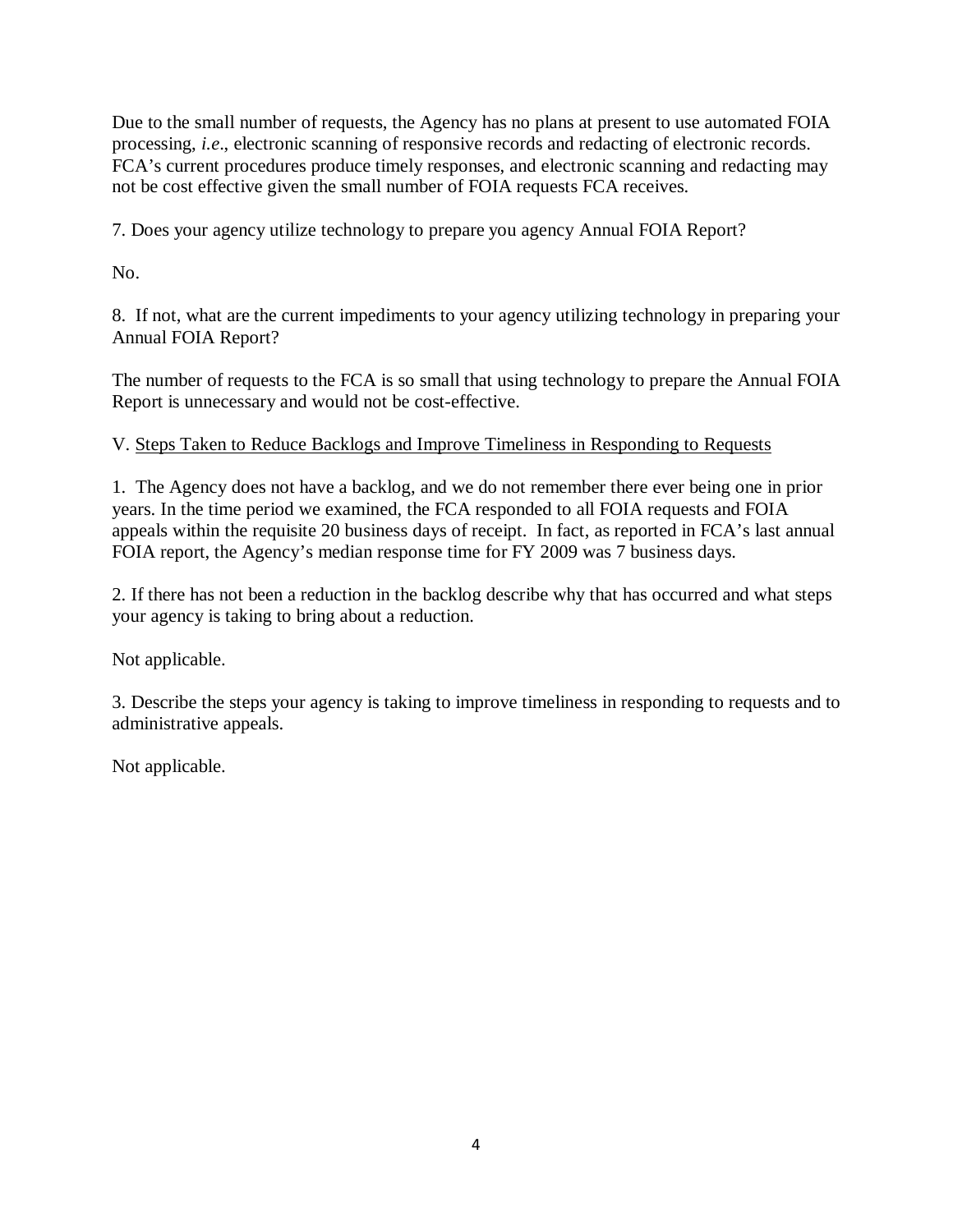Due to the small number of requests, the Agency has no plans at present to use automated FOIA processing, *i.e*., electronic scanning of responsive records and redacting of electronic records. FCA's current procedures produce timely responses, and electronic scanning and redacting may not be cost effective given the small number of FOIA requests FCA receives.

7. Does your agency utilize technology to prepare you agency Annual FOIA Report?

No.

8. If not, what are the current impediments to your agency utilizing technology in preparing your Annual FOIA Report?

The number of requests to the FCA is so small that using technology to prepare the Annual FOIA Report is unnecessary and would not be cost-effective.

V. <u>Steps Taken to Reduce Backlogs and Improve Timeliness in Responding to Requests</u>

1. The Agency does not have a backlog, and we do not remember there ever being one in prior years. In the time period we examined, the FCA responded to all FOIA requests and FOIA appeals within the requisite 20 business days of receipt. In fact, as reported in FCA's last annual FOIA report, the Agency's median response time for FY 2009 was 7 business days.

2. If there has not been a reduction in the backlog describe why that has occurred and what steps your agency is taking to bring about a reduction.

Not applicable.

3. Describe the steps your agency is taking to improve timeliness in responding to requests and to administrative appeals.

Not applicable.